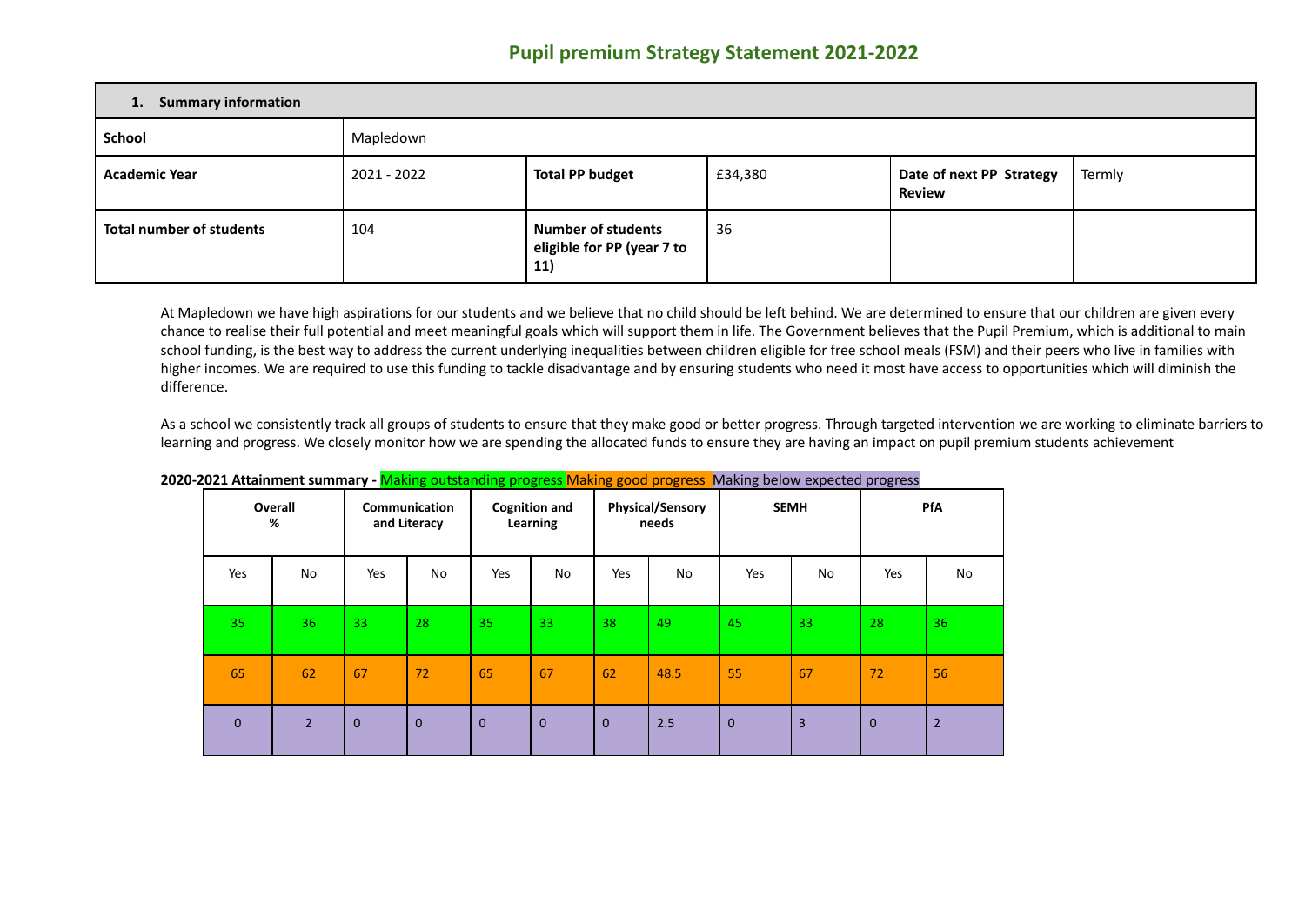# Pupil premium Strategy Statement 2021-2022

| **1. Summary information** | | | | | |
|---|---|---|---|---|---|
| **School** | Mapledown | | | | |
| **Academic Year** | 2021 - 2022 | **Total PP budget** | £34,380 | **Date of next PP Strategy Review** | Termly |
| **Total number of students** | 104 | **Number of students eligible for PP (year 7 to 11)** | 36 | | |

At Mapledown we have high aspirations for our students and we believe that no child should be left behind. We are determined to ensure that our children are given every chance to realise their full potential and meet meaningful goals which will support them in life. The Government believes that the Pupil Premium, which is additional to main school funding, is the best way to address the current underlying inequalities between children eligible for free school meals (FSM) and their peers who live in families with higher incomes. We are required to use this funding to tackle disadvantage and by ensuring students who need it most have access to opportunities which will diminish the difference.

As a school we consistently track all groups of students to ensure that they make good or better progress. Through targeted intervention we are working to eliminate barriers to learning and progress. We closely monitor how we are spending the allocated funds to ensure they are having an impact on pupil premium students achievement

**2020-2021 Attainment summary -** Making outstanding progress Making good progress Making below expected progress

| Overall % | | Communication and Literacy | | Cognition and Learning | | Physical/Sensory needs | | SEMH | | PfA | |
|---|---|---|---|---|---|---|---|---|---|---|---|
| Yes | No | Yes | No | Yes | No | Yes | No | Yes | No | Yes | No |
| 35 | 36 | 33 | 28 | 35 | 33 | 38 | 49 | 45 | 33 | 28 | 36 |
| 65 | 62 | 67 | 72 | 65 | 67 | 62 | 48.5 | 55 | 67 | 72 | 56 |
| 0 | 2 | 0 | 0 | 0 | 0 | 0 | 2.5 | 0 | 3 | 0 | 2 |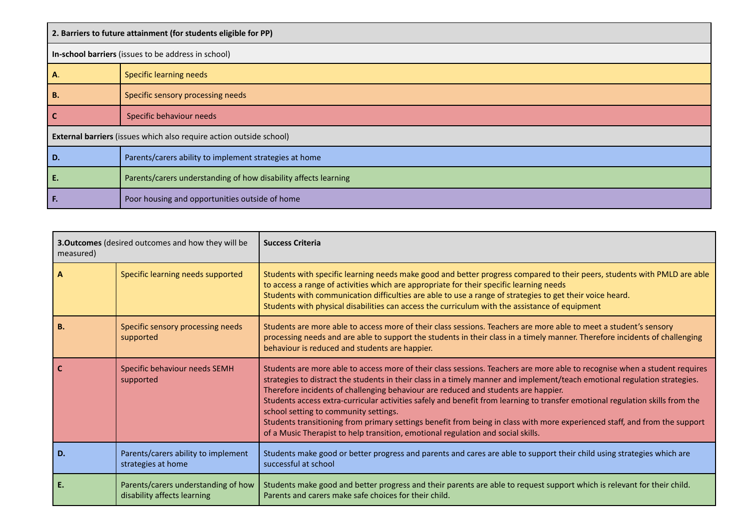| **2. Barriers to future attainment (for students eligible for PP)** | |
|---|---|
| **In-school barriers** (issues to be address in school) | |
| **A.** | Specific learning needs |
| **B.** | Specific sensory processing needs |
| **C** | Specific behaviour needs |
| **External barriers** (issues which also require action outside school) | |
| **D.** | Parents/carers ability to implement strategies at home |
| **E.** | Parents/carers understanding of how disability affects learning |
| **F.** | Poor housing and opportunities outside of home |

| **3.Outcomes** (desired outcomes and how they will be measured) | | **Success Criteria** |
|---|---|---|
| **A** | Specific learning needs supported | Students with specific learning needs make good and better progress compared to their peers, students with PMLD are able to access a range of activities which are appropriate for their specific learning needs<br>Students with communication difficulties are able to use a range of strategies to get their voice heard.<br>Students with physical disabilities can access the curriculum with the assistance of equipment |
| **B.** | Specific sensory processing needs supported | Students are more able to access more of their class sessions. Teachers are more able to meet a student's sensory processing needs and are able to support the students in their class in a timely manner. Therefore incidents of challenging behaviour is reduced and students are happier. |
| **C** | Specific behaviour needs SEMH supported | Students are more able to access more of their class sessions. Teachers are more able to recognise when a student requires strategies to distract the students in their class in a timely manner and implement/teach emotional regulation strategies. Therefore incidents of challenging behaviour are reduced and students are happier.<br>Students access extra-curricular activities safely and benefit from learning to transfer emotional regulation skills from the school setting to community settings.<br>Students transitioning from primary settings benefit from being in class with more experienced staff, and from the support of a Music Therapist to help transition, emotional regulation and social skills. |
| **D.** | Parents/carers ability to implement strategies at home | Students make good or better progress and parents and cares are able to support their child using strategies which are successful at school |
| **E.** | Parents/carers understanding of how disability affects learning | Students make good and better progress and their parents are able to request support which is relevant for their child. Parents and carers make safe choices for their child. |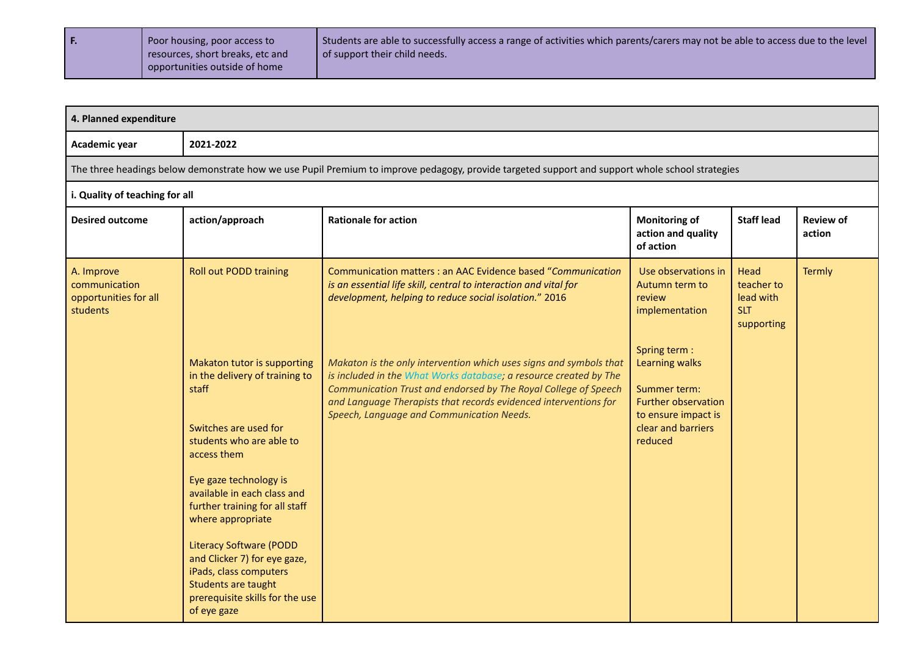| F. | Poor housing, poor access to resources, short breaks, etc and opportunities outside of home | Students are able to successfully access a range of activities which parents/carers may not be able to access due to the level of support their child needs. |
|---|---|---|

| **4. Planned expenditure** | | | | | |
|---|---|---|---|---|---|
| **Academic year** | **2021-2022** | | | | |
| The three headings below demonstrate how we use Pupil Premium to improve pedagogy, provide targeted support and support whole school strategies | | | | | |
| **i. Quality of teaching for all** | | | | | |
| **Desired outcome** | **action/approach** | **Rationale for action** | **Monitoring of action and quality of action** | **Staff lead** | **Review of action** |
| A. Improve communication opportunities for all students | Roll out PODD training<br><br>Makaton tutor is supporting in the delivery of training to staff<br><br>Switches are used for students who are able to access them<br><br>Eye gaze technology is available in each class and further training for all staff where appropriate<br><br>Literacy Software (PODD and Clicker 7) for eye gaze, iPads, class computers Students are taught prerequisite skills for the use of eye gaze | Communication matters : an AAC Evidence based "*Communication is an essential life skill, central to interaction and vital for development, helping to reduce social isolation.*" 2016<br><br>*Makaton is the only intervention which uses signs and symbols that is included in the What Works database; a resource created by The Communication Trust and endorsed by The Royal College of Speech and Language Therapists that records evidenced interventions for Speech, Language and Communication Needs.* | Use observations in Autumn term to review implementation<br><br>Spring term : Learning walks<br><br>Summer term: Further observation to ensure impact is clear and barriers reduced | Head teacher to lead with SLT supporting | Termly |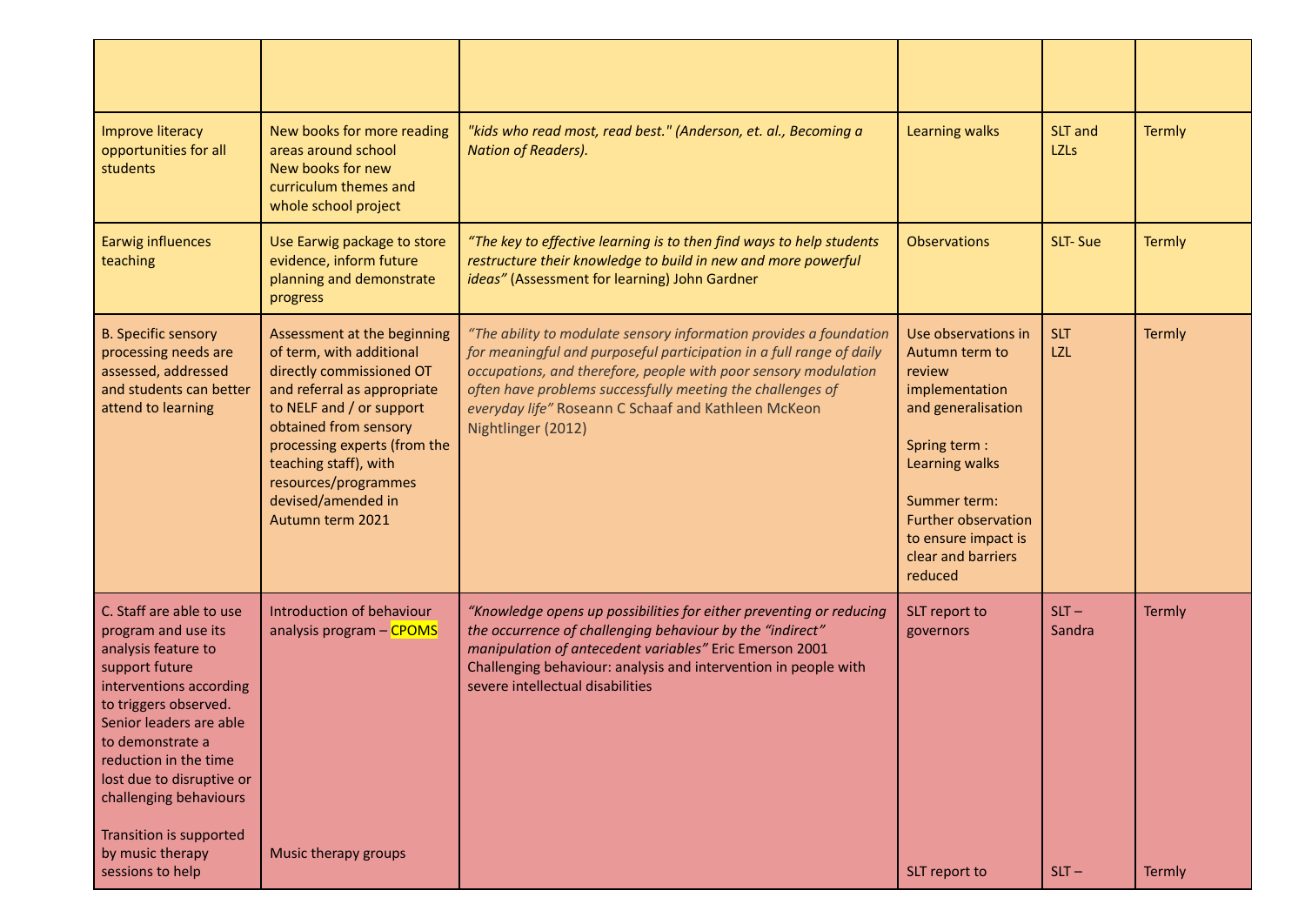| | | | | | |
|---|---|---|---|---|---|
| Improve literacy opportunities for all students | New books for more reading areas around school<br>New books for new curriculum themes and whole school project | *"kids who read most, read best." (Anderson, et. al., Becoming a Nation of Readers).* | Learning walks | SLT and LZLs | Termly |
| Earwig influences teaching | Use Earwig package to store evidence, inform future planning and demonstrate progress | *"The key to effective learning is to then find ways to help students restructure their knowledge to build in new and more powerful ideas"* (Assessment for learning) John Gardner | Observations | SLT- Sue | Termly |
| B. Specific sensory processing needs are assessed, addressed and students can better attend to learning | Assessment at the beginning of term, with additional directly commissioned OT and referral as appropriate to NELF and / or support obtained from sensory processing experts (from the teaching staff), with resources/programmes devised/amended in Autumn term 2021 | *"The ability to modulate sensory information provides a foundation for meaningful and purposeful participation in a full range of daily occupations, and therefore, people with poor sensory modulation often have problems successfully meeting the challenges of everyday life"* Roseann C Schaaf and Kathleen McKeon Nightlinger (2012) | Use observations in Autumn term to review implementation and generalisation<br><br>Spring term : Learning walks<br><br>Summer term: Further observation to ensure impact is clear and barriers reduced | SLT<br>LZL | Termly |
| C. Staff are able to use program and use its analysis feature to support future interventions according to triggers observed. Senior leaders are able to demonstrate a reduction in the time lost due to disruptive or challenging behaviours<br><br>Transition is supported by music therapy sessions to help | Introduction of behaviour analysis program – CPOMS<br><br>Music therapy groups | *"Knowledge opens up possibilities for either preventing or reducing the occurrence of challenging behaviour by the "indirect" manipulation of antecedent variables"* Eric Emerson 2001 Challenging behaviour: analysis and intervention in people with severe intellectual disabilities | SLT report to governors<br><br>SLT report to | SLT – Sandra<br><br>SLT – | Termly<br><br>Termly |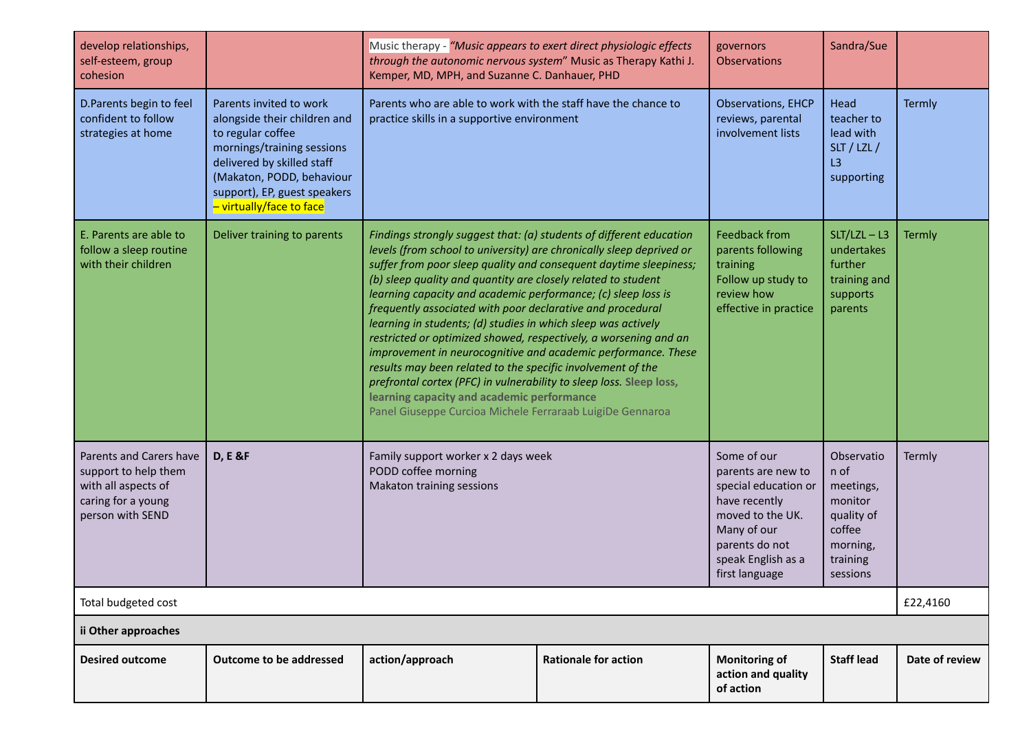| | | | | | |
|---|---|---|---|---|---|
| develop relationships, self-esteem, group cohesion | | Music therapy - *"Music appears to exert direct physiologic effects through the autonomic nervous system"* Music as Therapy Kathi J. Kemper, MD, MPH, and Suzanne C. Danhauer, PHD | governors Observations | Sandra/Sue | |
| D.Parents begin to feel confident to follow strategies at home | Parents invited to work alongside their children and to regular coffee mornings/training sessions delivered by skilled staff (Makaton, PODD, behaviour support), EP, guest speakers – virtually/face to face | Parents who are able to work with the staff have the chance to practice skills in a supportive environment | Observations, EHCP reviews, parental involvement lists | Head teacher to lead with SLT / LZL / L3 supporting | Termly |
| E. Parents are able to follow a sleep routine with their children | Deliver training to parents | *Findings strongly suggest that: (a) students of different education levels (from school to university) are chronically sleep deprived or suffer from poor sleep quality and consequent daytime sleepiness; (b) sleep quality and quantity are closely related to student learning capacity and academic performance; (c) sleep loss is frequently associated with poor declarative and procedural learning in students; (d) studies in which sleep was actively restricted or optimized showed, respectively, a worsening and an improvement in neurocognitive and academic performance. These results may been related to the specific involvement of the prefrontal cortex (PFC) in vulnerability to sleep loss.* **Sleep loss, learning capacity and academic performance** Panel Giuseppe Curcioa Michele Ferraraab LuigiDe Gennaroa | Feedback from parents following training Follow up study to review how effective in practice | SLT/LZL – L3 undertakes further training and supports parents | Termly |
| Parents and Carers have support to help them with all aspects of caring for a young person with SEND | **D, E &F** | Family support worker x 2 days week PODD coffee morning Makaton training sessions | Some of our parents are new to special education or have recently moved to the UK. Many of our parents do not speak English as a first language | Observation of meetings, monitor quality of coffee morning, training sessions | Termly |
| Total budgeted cost | | | | | £22,4160 |

**ii Other approaches**

| Desired outcome | Outcome to be addressed | action/approach | Rationale for action | Monitoring of action and quality of action | Staff lead | Date of review |
|---|---|---|---|---|---|---|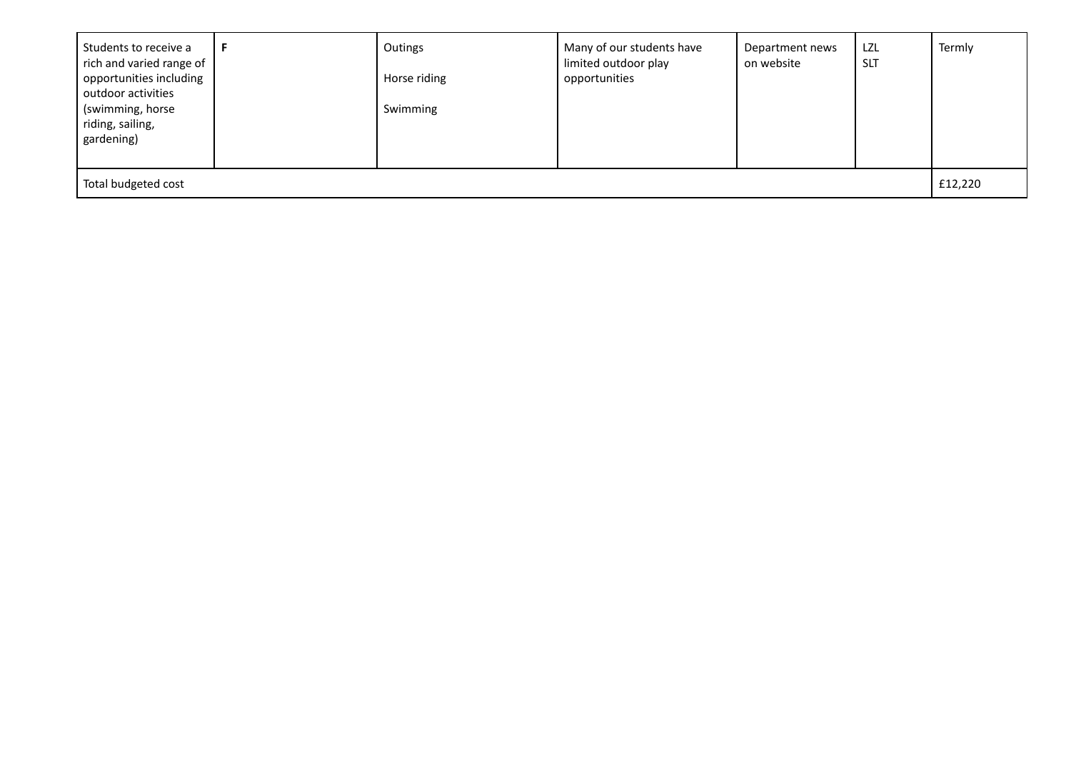| | | | | | | |
|---|---|---|---|---|---|---|
| Students to receive a rich and varied range of opportunities including outdoor activities (swimming, horse riding, sailing, gardening) | **F** | Outings<br><br>Horse riding<br><br>Swimming | Many of our students have limited outdoor play opportunities | Department news on website | LZL<br>SLT | Termly |
| Total budgeted cost | | | | | | £12,220 |